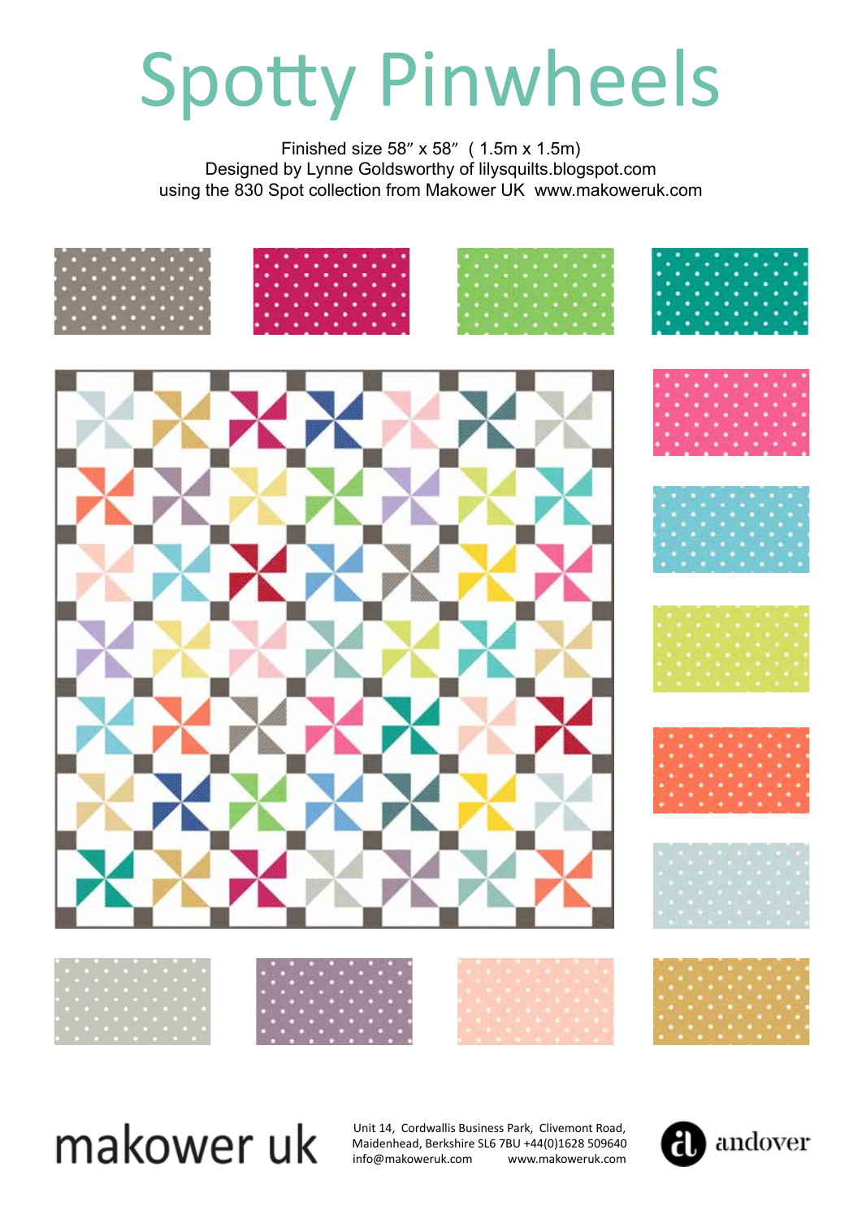# Spotty Pinwheels

Finished size 58″ x 58″ ( 1.5m x 1.5m)
Designed by Lynne Goldsworthy of lilysquilts.blogspot.com
using the 830 Spot collection from Makower UK www.makoweruk.com

makower uk

Unit 14, Cordwallis Business Park, Clivemont Road,
Maidenhead, Berkshire SL6 7BU +44(0)1628 509640
info@makoweruk.com www.makoweruk.com

andover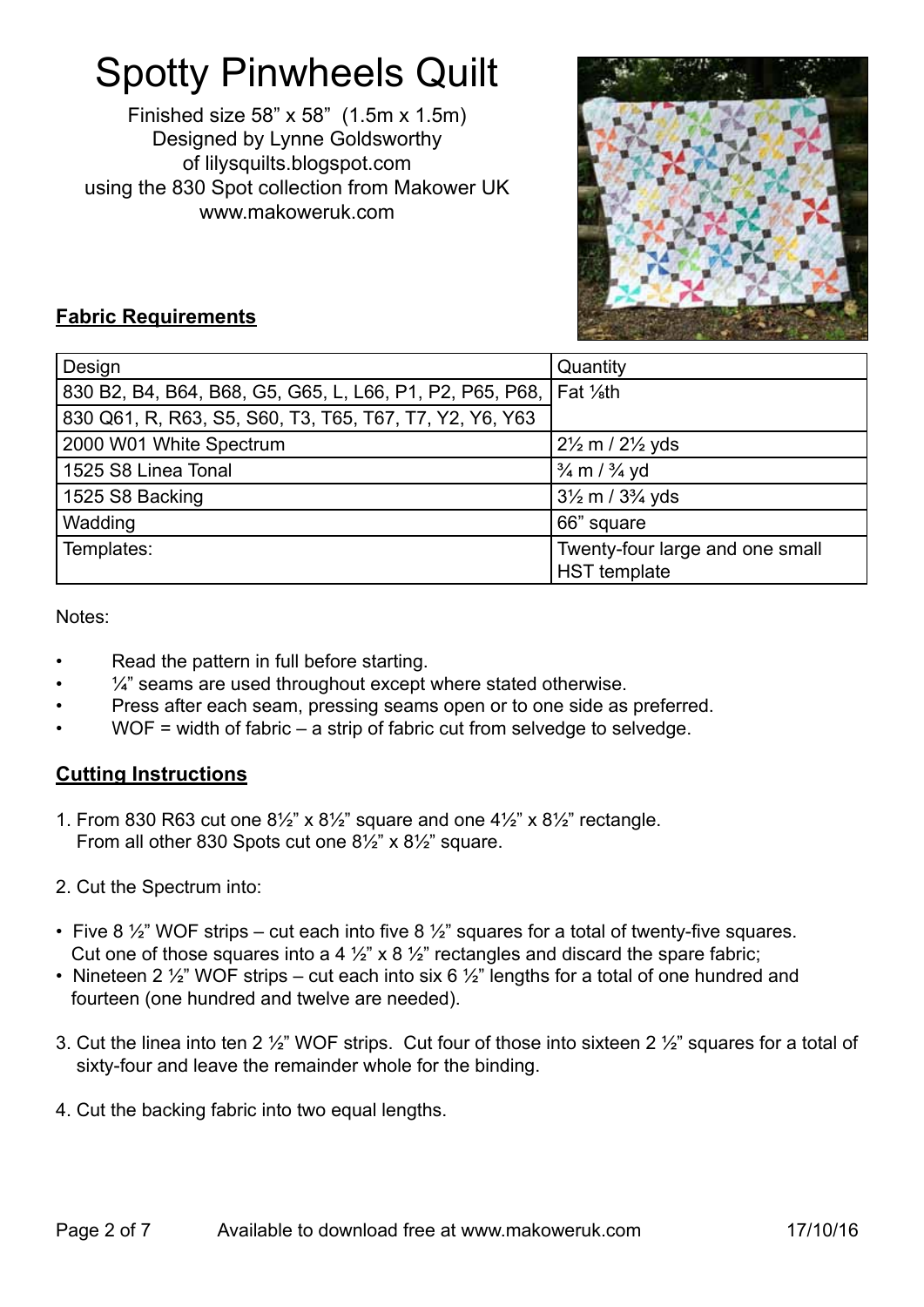# Spotty Pinwheels Quilt

Finished size 58" x 58" (1.5m x 1.5m)
Designed by Lynne Goldsworthy
of lilysquilts.blogspot.com
using the 830 Spot collection from Makower UK
www.makoweruk.com

## Fabric Requirements

| Design | Quantity |
|---|---|
| 830 B2, B4, B64, B68, G5, G65, L, L66, P1, P2, P65, P68, | Fat ⅛th |
| 830 Q61, R, R63, S5, S60, T3, T65, T67, T7, Y2, Y6, Y63 | |
| 2000 W01 White Spectrum | 2½ m / 2½ yds |
| 1525 S8 Linea Tonal | ¾ m / ¾ yd |
| 1525 S8 Backing | 3½ m / 3¾ yds |
| Wadding | 66" square |
| Templates: | Twenty-four large and one small HST template |

Notes:

- Read the pattern in full before starting.
- ¼" seams are used throughout except where stated otherwise.
- Press after each seam, pressing seams open or to one side as preferred.
- WOF = width of fabric – a strip of fabric cut from selvedge to selvedge.

## Cutting Instructions

1. From 830 R63 cut one 8½" x 8½" square and one 4½" x 8½" rectangle.
   From all other 830 Spots cut one 8½" x 8½" square.

2. Cut the Spectrum into:

- Five 8 ½" WOF strips – cut each into five 8 ½" squares for a total of twenty-five squares. Cut one of those squares into a 4 ½" x 8 ½" rectangles and discard the spare fabric;
- Nineteen 2 ½" WOF strips – cut each into six 6 ½" lengths for a total of one hundred and fourteen (one hundred and twelve are needed).

3. Cut the linea into ten 2 ½" WOF strips. Cut four of those into sixteen 2 ½" squares for a total of sixty-four and leave the remainder whole for the binding.

4. Cut the backing fabric into two equal lengths.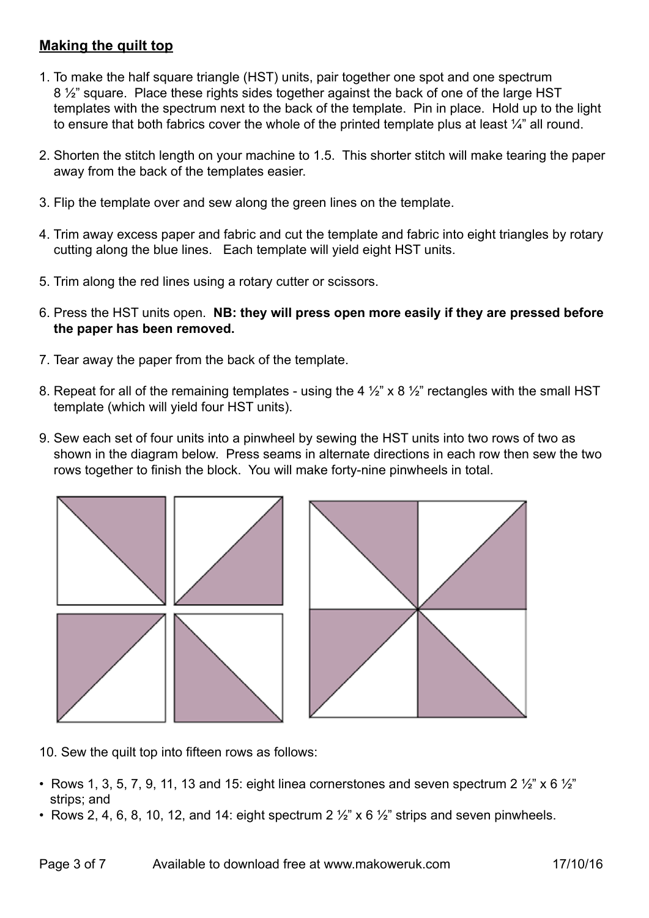## **Making the quilt top**

1. To make the half square triangle (HST) units, pair together one spot and one spectrum 8 ½" square. Place these rights sides together against the back of one of the large HST templates with the spectrum next to the back of the template. Pin in place. Hold up to the light to ensure that both fabrics cover the whole of the printed template plus at least ¼" all round.

2. Shorten the stitch length on your machine to 1.5. This shorter stitch will make tearing the paper away from the back of the templates easier.

3. Flip the template over and sew along the green lines on the template.

4. Trim away excess paper and fabric and cut the template and fabric into eight triangles by rotary cutting along the blue lines. Each template will yield eight HST units.

5. Trim along the red lines using a rotary cutter or scissors.

6. Press the HST units open. **NB: they will press open more easily if they are pressed before the paper has been removed.**

7. Tear away the paper from the back of the template.

8. Repeat for all of the remaining templates - using the 4 ½" x 8 ½" rectangles with the small HST template (which will yield four HST units).

9. Sew each set of four units into a pinwheel by sewing the HST units into two rows of two as shown in the diagram below. Press seams in alternate directions in each row then sew the two rows together to finish the block. You will make forty-nine pinwheels in total.

10. Sew the quilt top into fifteen rows as follows:

- Rows 1, 3, 5, 7, 9, 11, 13 and 15: eight linea cornerstones and seven spectrum 2 ½" x 6 ½" strips; and
- Rows 2, 4, 6, 8, 10, 12, and 14: eight spectrum 2 ½" x 6 ½" strips and seven pinwheels.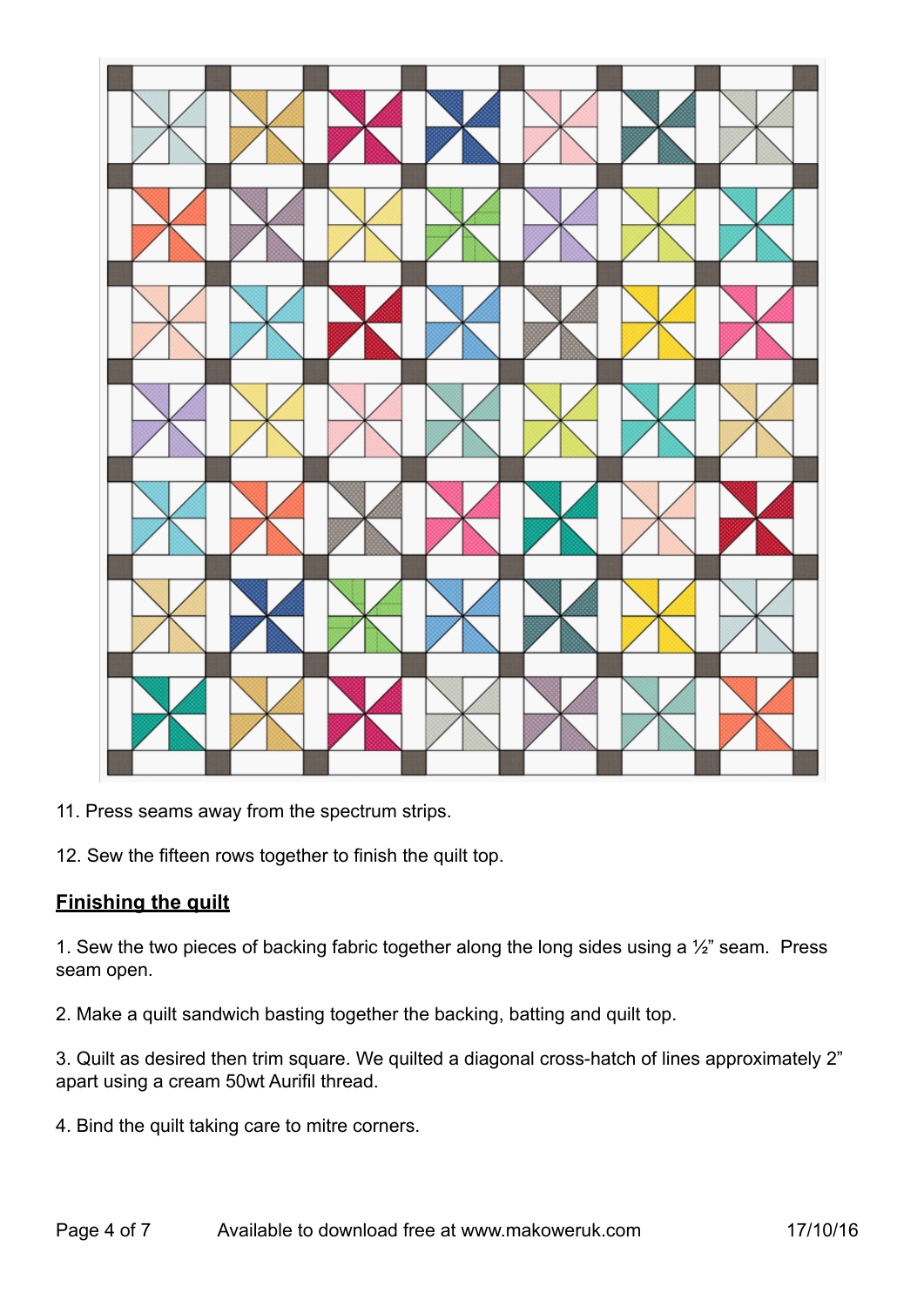11. Press seams away from the spectrum strips.

12. Sew the fifteen rows together to finish the quilt top.

## **Finishing the quilt**

1. Sew the two pieces of backing fabric together along the long sides using a ½" seam. Press seam open.

2. Make a quilt sandwich basting together the backing, batting and quilt top.

3. Quilt as desired then trim square. We quilted a diagonal cross-hatch of lines approximately 2" apart using a cream 50wt Aurifil thread.

4. Bind the quilt taking care to mitre corners.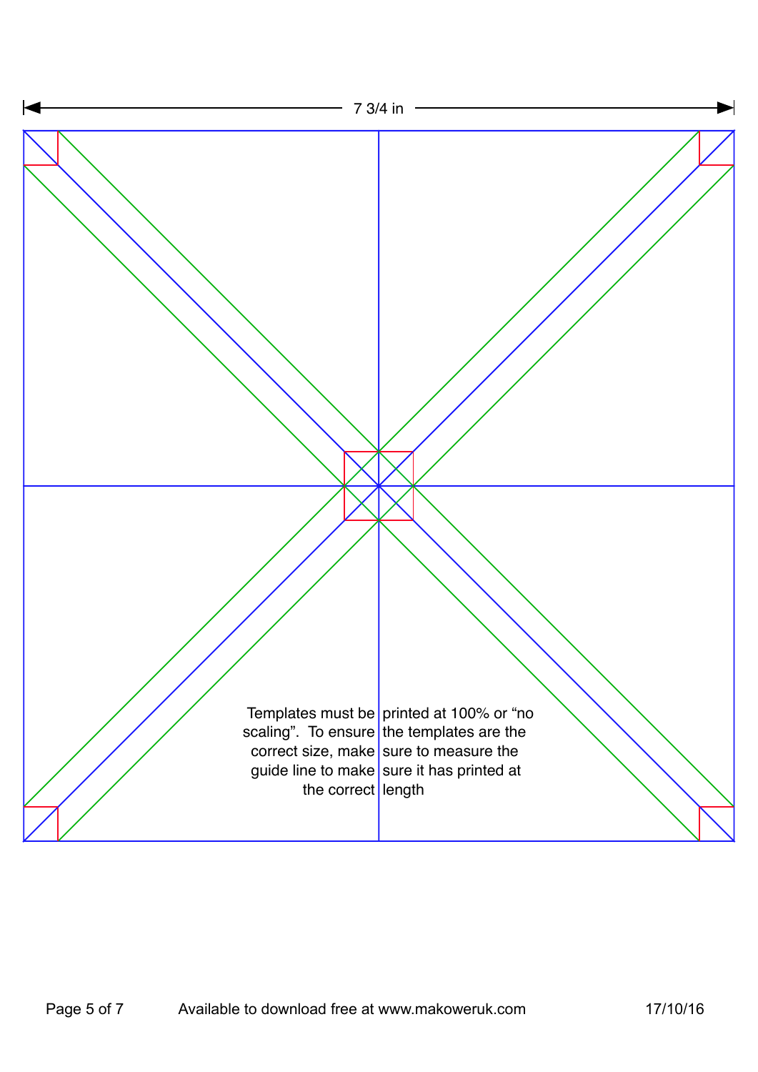7 3/4 in

Templates must be printed at 100% or “no scaling”. To ensure the templates are the correct size, make sure to measure the guide line to make sure it has printed at the correct length

Available to download free at www.makoweruk.com

17/10/16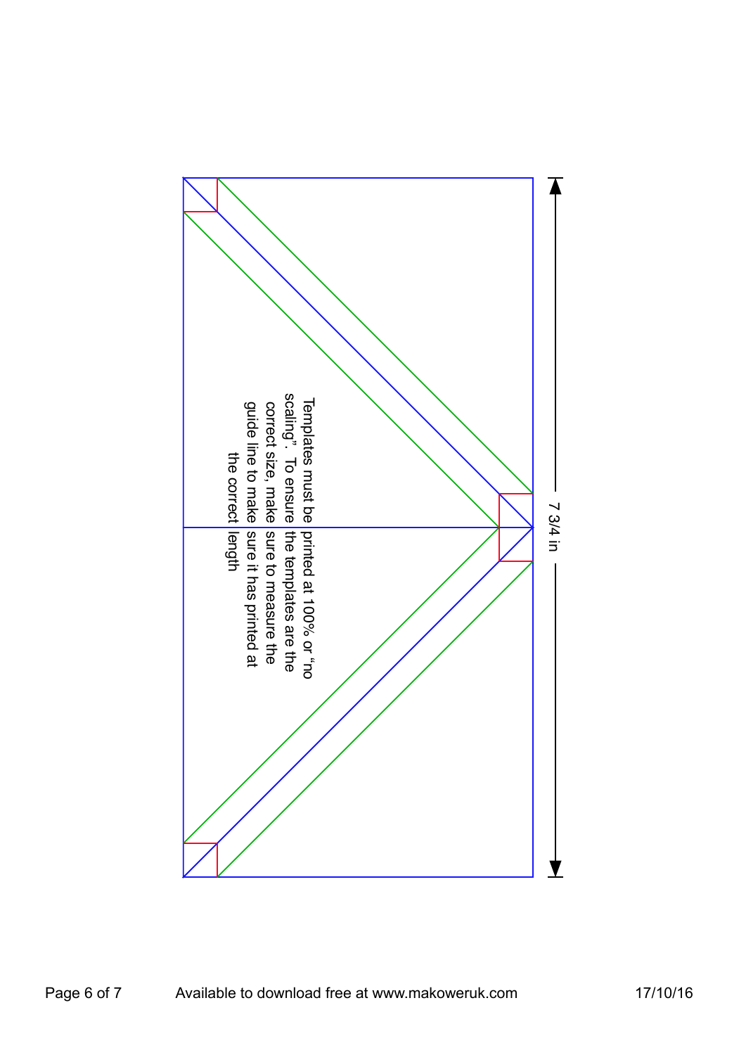7 3/4 in

Templates must be printed at 100% or "no scaling". To ensure the templates are the correct size, make sure to measure the guide line to make sure it has printed at the correct length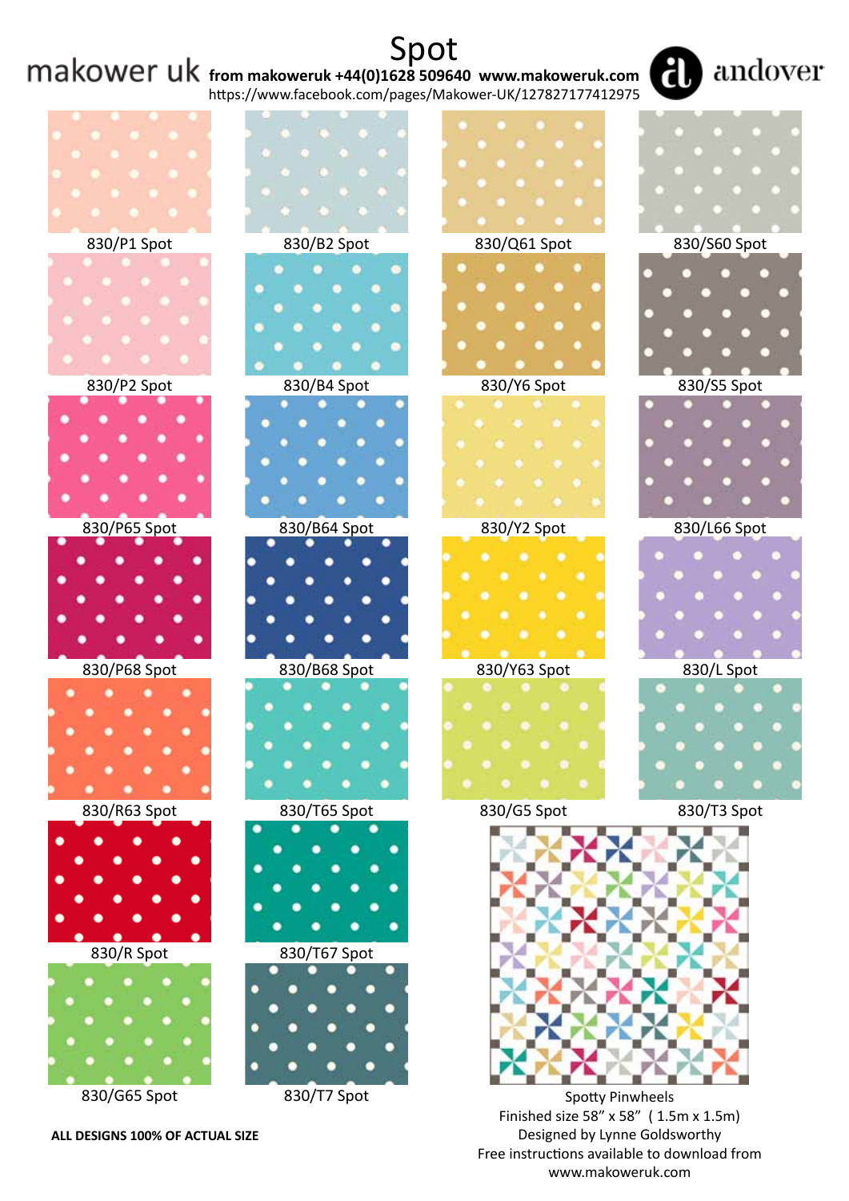# Spot

makower uk **from makoweruk +44(0)1628 509640 www.makoweruk.com**

https://www.facebook.com/pages/Makower-UK/127827177412975

andover

830/P1 Spot

830/B2 Spot

830/Q61 Spot

830/S60 Spot

830/P2 Spot

830/B4 Spot

830/Y6 Spot

830/S5 Spot

830/P65 Spot

830/B64 Spot

830/Y2 Spot

830/L66 Spot

830/P68 Spot

830/B68 Spot

830/Y63 Spot

830/L Spot

830/R63 Spot

830/T65 Spot

830/G5 Spot

830/T3 Spot

830/R Spot

830/T67 Spot

830/G65 Spot

830/T7 Spot

Spotty Pinwheels
Finished size 58" x 58" ( 1.5m x 1.5m)
Designed by Lynne Goldsworthy
Free instructions available to download from
www.makoweruk.com

**ALL DESIGNS 100% OF ACTUAL SIZE**